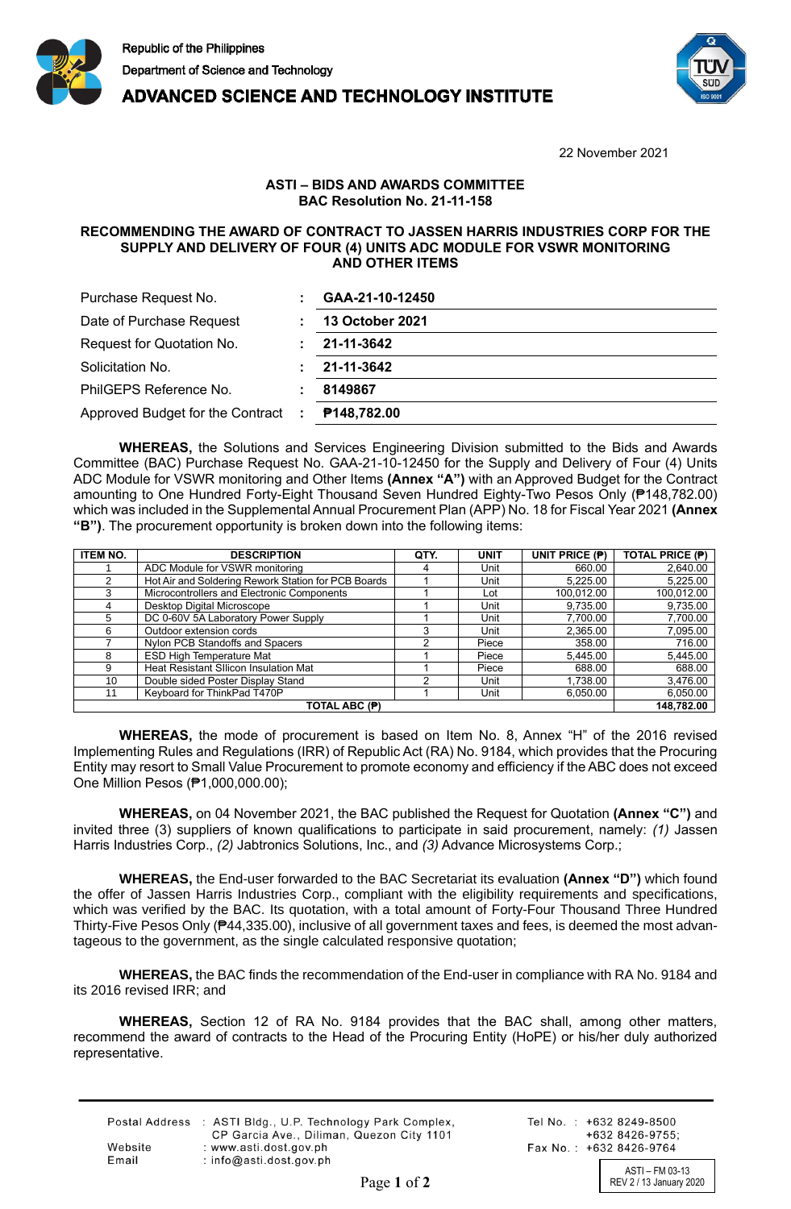Republic of the Philippines
Department of Science and Technology

**ADVANCED SCIENCE AND TECHNOLOGY INSTITUTE**

22 November 2021

**ASTI – BIDS AND AWARDS COMMITTEE**
**BAC Resolution No. 21-11-158**

**RECOMMENDING THE AWARD OF CONTRACT TO JASSEN HARRIS INDUSTRIES CORP FOR THE SUPPLY AND DELIVERY OF FOUR (4) UNITS ADC MODULE FOR VSWR MONITORING AND OTHER ITEMS**

| | | |
|---|---|---|
| Purchase Request No. | : | **GAA-21-10-12450** |
| Date of Purchase Request | : | **13 October 2021** |
| Request for Quotation No. | : | **21-11-3642** |
| Solicitation No. | : | **21-11-3642** |
| PhilGEPS Reference No. | : | **8149867** |
| Approved Budget for the Contract | : | **₱148,782.00** |

**WHEREAS,** the Solutions and Services Engineering Division submitted to the Bids and Awards Committee (BAC) Purchase Request No. GAA-21-10-12450 for the Supply and Delivery of Four (4) Units ADC Module for VSWR monitoring and Other Items **(Annex "A")** with an Approved Budget for the Contract amounting to One Hundred Forty-Eight Thousand Seven Hundred Eighty-Two Pesos Only (₱148,782.00) which was included in the Supplemental Annual Procurement Plan (APP) No. 18 for Fiscal Year 2021 **(Annex "B")**. The procurement opportunity is broken down into the following items:

| ITEM NO. | DESCRIPTION | QTY. | UNIT | UNIT PRICE (₱) | TOTAL PRICE (₱) |
|---|---|---|---|---|---|
| 1 | ADC Module for VSWR monitoring | 4 | Unit | 660.00 | 2,640.00 |
| 2 | Hot Air and Soldering Rework Station for PCB Boards | 1 | Unit | 5,225.00 | 5,225.00 |
| 3 | Microcontrollers and Electronic Components | 1 | Lot | 100,012.00 | 100,012.00 |
| 4 | Desktop Digital Microscope | 1 | Unit | 9,735.00 | 9,735.00 |
| 5 | DC 0-60V 5A Laboratory Power Supply | 1 | Unit | 7,700.00 | 7,700.00 |
| 6 | Outdoor extension cords | 3 | Unit | 2,365.00 | 7,095.00 |
| 7 | Nylon PCB Standoffs and Spacers | 2 | Piece | 358.00 | 716.00 |
| 8 | ESD High Temperature Mat | 1 | Piece | 5,445.00 | 5,445.00 |
| 9 | Heat Resistant SIlicon Insulation Mat | 1 | Piece | 688.00 | 688.00 |
| 10 | Double sided Poster Display Stand | 2 | Unit | 1,738.00 | 3,476.00 |
| 11 | Keyboard for ThinkPad T470P | 1 | Unit | 6,050.00 | 6,050.00 |
| **TOTAL ABC (₱)** | | | | | **148,782.00** |

**WHEREAS,** the mode of procurement is based on Item No. 8, Annex "H" of the 2016 revised Implementing Rules and Regulations (IRR) of Republic Act (RA) No. 9184, which provides that the Procuring Entity may resort to Small Value Procurement to promote economy and efficiency if the ABC does not exceed One Million Pesos (₱1,000,000.00);

**WHEREAS,** on 04 November 2021, the BAC published the Request for Quotation **(Annex "C")** and invited three (3) suppliers of known qualifications to participate in said procurement, namely: *(1)* Jassen Harris Industries Corp., *(2)* Jabtronics Solutions, Inc., and *(3)* Advance Microsystems Corp.;

**WHEREAS,** the End-user forwarded to the BAC Secretariat its evaluation **(Annex "D")** which found the offer of Jassen Harris Industries Corp., compliant with the eligibility requirements and specifications, which was verified by the BAC. Its quotation, with a total amount of Forty-Four Thousand Three Hundred Thirty-Five Pesos Only (₱44,335.00), inclusive of all government taxes and fees, is deemed the most advantageous to the government, as the single calculated responsive quotation;

**WHEREAS,** the BAC finds the recommendation of the End-user in compliance with RA No. 9184 and its 2016 revised IRR; and

**WHEREAS,** Section 12 of RA No. 9184 provides that the BAC shall, among other matters, recommend the award of contracts to the Head of the Procuring Entity (HoPE) or his/her duly authorized representative.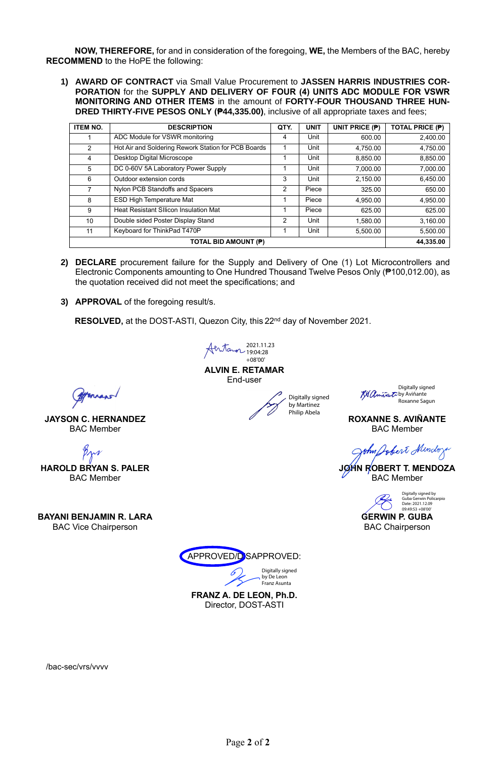**NOW, THEREFORE,** for and in consideration of the foregoing, **WE,** the Members of the BAC, hereby **RECOMMEND** to the HoPE the following:

1) **AWARD OF CONTRACT** via Small Value Procurement to **JASSEN HARRIS INDUSTRIES CORPORATION** for the **SUPPLY AND DELIVERY OF FOUR (4) UNITS ADC MODULE FOR VSWR MONITORING AND OTHER ITEMS** in the amount of **FORTY-FOUR THOUSAND THREE HUNDRED THIRTY-FIVE PESOS ONLY (₱44,335.00)**, inclusive of all appropriate taxes and fees;

| ITEM NO. | DESCRIPTION | QTY. | UNIT | UNIT PRICE (₱) | TOTAL PRICE (₱) |
|---|---|---|---|---|---|
| 1 | ADC Module for VSWR monitoring | 4 | Unit | 600.00 | 2,400.00 |
| 2 | Hot Air and Soldering Rework Station for PCB Boards | 1 | Unit | 4,750.00 | 4,750.00 |
| 4 | Desktop Digital Microscope | 1 | Unit | 8,850.00 | 8,850.00 |
| 5 | DC 0-60V 5A Laboratory Power Supply | 1 | Unit | 7,000.00 | 7,000.00 |
| 6 | Outdoor extension cords | 3 | Unit | 2,150.00 | 6,450.00 |
| 7 | Nylon PCB Standoffs and Spacers | 2 | Piece | 325.00 | 650.00 |
| 8 | ESD High Temperature Mat | 1 | Piece | 4,950.00 | 4,950.00 |
| 9 | Heat Resistant SIlicon Insulation Mat | 1 | Piece | 625.00 | 625.00 |
| 10 | Double sided Poster Display Stand | 2 | Unit | 1,580.00 | 3,160.00 |
| 11 | Keyboard for ThinkPad T470P | 1 | Unit | 5,500.00 | 5,500.00 |
| **TOTAL BID AMOUNT (₱)** | | | | | **44,335.00** |

2) **DECLARE** procurement failure for the Supply and Delivery of One (1) Lot Microcontrollers and Electronic Components amounting to One Hundred Thousand Twelve Pesos Only (₱100,012.00), as the quotation received did not meet the specifications; and

3) **APPROVAL** of the foregoing result/s.

**RESOLVED,** at the DOST-ASTI, Quezon City, this 22nd day of November 2021.

2021.11.23 19:04:28 +08'00'

**ALVIN E. RETAMAR**
End-user

Digitally signed by Martinez Philip Abela

Digitally signed by Aviñante Roxanne Sagun

**JAYSON C. HERNANDEZ**
BAC Member

**ROXANNE S. AVIÑANTE**
BAC Member

**HAROLD BRYAN S. PALER**
BAC Member

**JOHN ROBERT T. MENDOZA**
BAC Member

Digitally signed by Guba Gerwin Policarpio Date: 2021.12.09 09:49:53 +08'00'

**BAYANI BENJAMIN R. LARA**
BAC Vice Chairperson

**GERWIN P. GUBA**
BAC Chairperson

APPROVED/DISAPPROVED:

Digitally signed by De Leon Franz Asunta

**FRANZ A. DE LEON, Ph.D.**
Director, DOST-ASTI

/bac-sec/vrs/vvvv